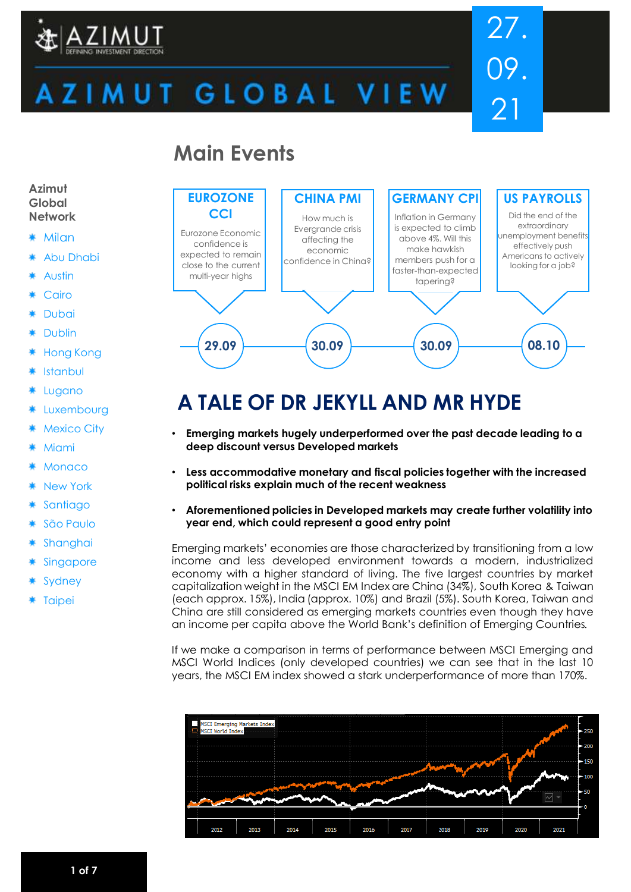# AZIMUT GLOBAL VIEW

27.09.21

## Main Events

**EUROZONE CCI** — 29.09
Eurozone Economic confidence is expected to remain close to the current multi-year highs

**CHINA PMI** — 30.09
How much is Evergrande crisis affecting the economic confidence in China?

**GERMANY CPI** — 30.09
Inflation in Germany is expected to climb above 4%. Will this make hawkish members push for a faster-than-expected tapering?

**US PAYROLLS** — 08.10
Did the end of the extraordinary unemployment benefits effectively push Americans to actively looking for a job?

**Azimut Global Network**

- Milan
- Abu Dhabi
- Austin
- Cairo
- Dubai
- Dublin
- Hong Kong
- Istanbul
- Lugano
- Luxembourg
- Mexico City
- Miami
- Monaco
- New York
- Santiago
- São Paulo
- Shanghai
- Singapore
- Sydney
- Taipei

# A TALE OF DR JEKYLL AND MR HYDE

- **Emerging markets hugely underperformed over the past decade leading to a deep discount versus Developed markets**
- **Less accommodative monetary and fiscal policies together with the increased political risks explain much of the recent weakness**
- **Aforementioned policies in Developed markets may create further volatility into year end, which could represent a good entry point**

Emerging markets' economies are those characterized by transitioning from a low income and less developed environment towards a modern, industrialized economy with a higher standard of living. The five largest countries by market capitalization weight in the MSCI EM Index are China (34%), South Korea & Taiwan (each approx. 15%), India (approx. 10%) and Brazil (5%). South Korea, Taiwan and China are still considered as emerging markets countries even though they have an income per capita above the World Bank's definition of Emerging Countries.

If we make a comparison in terms of performance between MSCI Emerging and MSCI World Indices (only developed countries) we can see that in the last 10 years, the MSCI EM index showed a stark underperformance of more than 170%.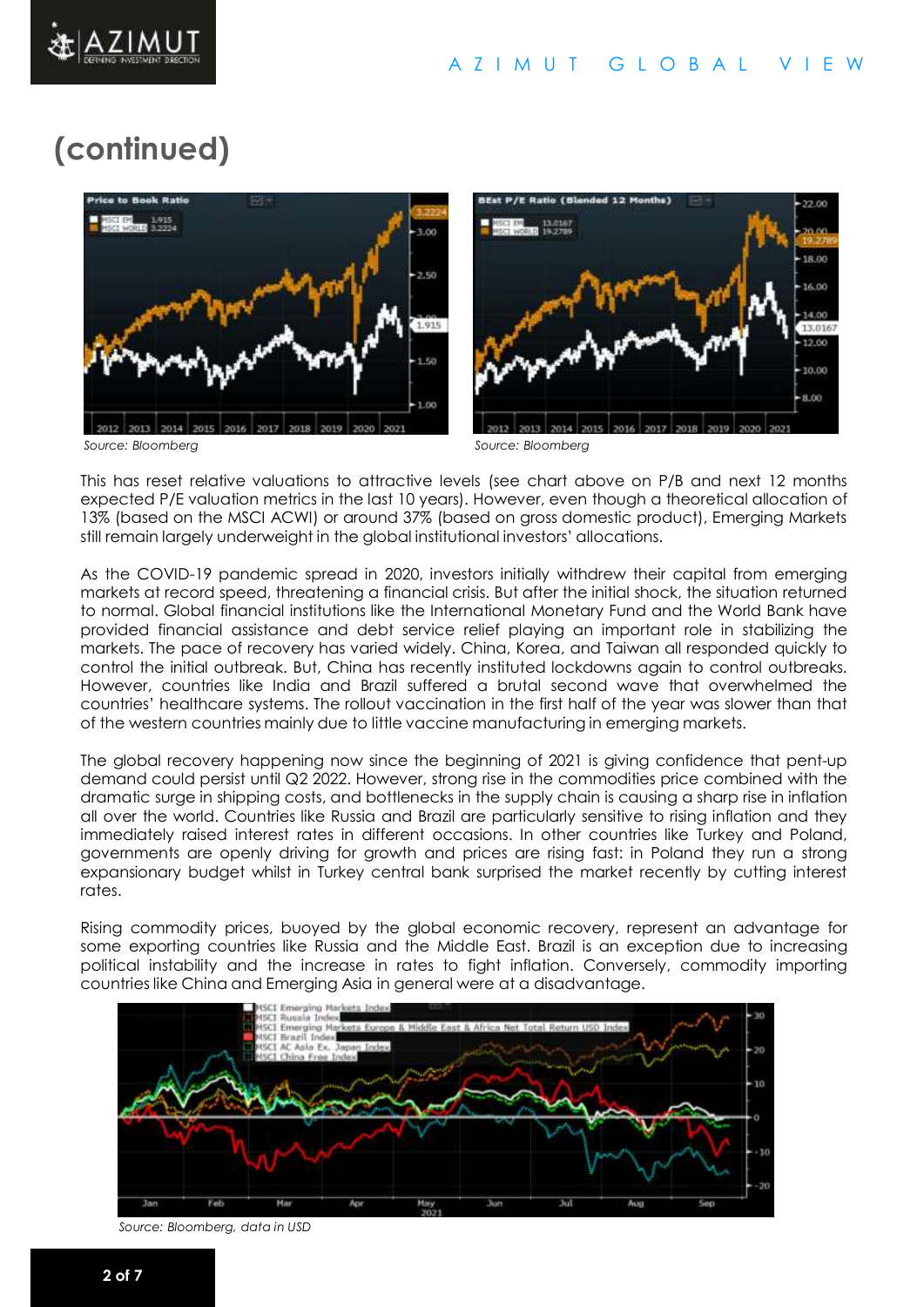## (continued)

Source: Bloomberg

Source: Bloomberg

This has reset relative valuations to attractive levels (see chart above on P/B and next 12 months expected P/E valuation metrics in the last 10 years). However, even though a theoretical allocation of 13% (based on the MSCI ACWI) or around 37% (based on gross domestic product), Emerging Markets still remain largely underweight in the global institutional investors' allocations.

As the COVID-19 pandemic spread in 2020, investors initially withdrew their capital from emerging markets at record speed, threatening a financial crisis. But after the initial shock, the situation returned to normal. Global financial institutions like the International Monetary Fund and the World Bank have provided financial assistance and debt service relief playing an important role in stabilizing the markets. The pace of recovery has varied widely. China, Korea, and Taiwan all responded quickly to control the initial outbreak. But, China has recently instituted lockdowns again to control outbreaks. However, countries like India and Brazil suffered a brutal second wave that overwhelmed the countries' healthcare systems. The rollout vaccination in the first half of the year was slower than that of the western countries mainly due to little vaccine manufacturing in emerging markets.

The global recovery happening now since the beginning of 2021 is giving confidence that pent-up demand could persist until Q2 2022. However, strong rise in the commodities price combined with the dramatic surge in shipping costs, and bottlenecks in the supply chain is causing a sharp rise in inflation all over the world. Countries like Russia and Brazil are particularly sensitive to rising inflation and they immediately raised interest rates in different occasions. In other countries like Turkey and Poland, governments are openly driving for growth and prices are rising fast: in Poland they run a strong expansionary budget whilst in Turkey central bank surprised the market recently by cutting interest rates.

Rising commodity prices, buoyed by the global economic recovery, represent an advantage for some exporting countries like Russia and the Middle East. Brazil is an exception due to increasing political instability and the increase in rates to fight inflation. Conversely, commodity importing countries like China and Emerging Asia in general were at a disadvantage.

Source: Bloomberg, data in USD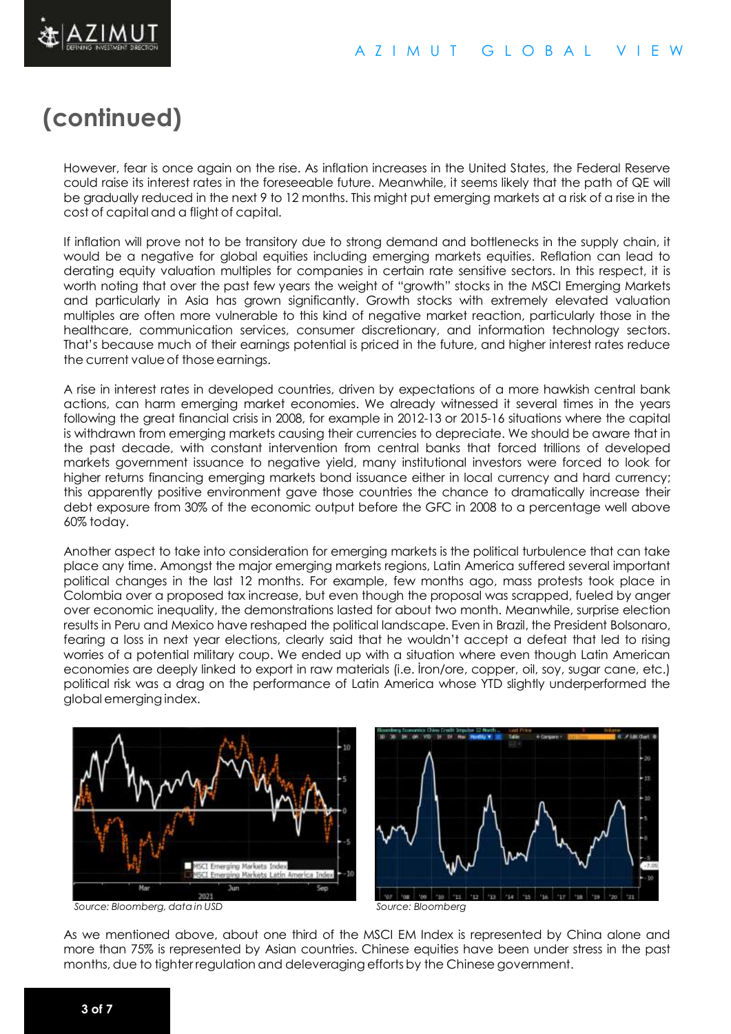# (continued)

However, fear is once again on the rise. As inflation increases in the United States, the Federal Reserve could raise its interest rates in the foreseeable future. Meanwhile, it seems likely that the path of QE will be gradually reduced in the next 9 to 12 months. This might put emerging markets at a risk of a rise in the cost of capital and a flight of capital.

If inflation will prove not to be transitory due to strong demand and bottlenecks in the supply chain, it would be a negative for global equities including emerging markets equities. Reflation can lead to derating equity valuation multiples for companies in certain rate sensitive sectors. In this respect, it is worth noting that over the past few years the weight of "growth" stocks in the MSCI Emerging Markets and particularly in Asia has grown significantly. Growth stocks with extremely elevated valuation multiples are often more vulnerable to this kind of negative market reaction, particularly those in the healthcare, communication services, consumer discretionary, and information technology sectors. That's because much of their earnings potential is priced in the future, and higher interest rates reduce the current value of those earnings.

A rise in interest rates in developed countries, driven by expectations of a more hawkish central bank actions, can harm emerging market economies. We already witnessed it several times in the years following the great financial crisis in 2008, for example in 2012-13 or 2015-16 situations where the capital is withdrawn from emerging markets causing their currencies to depreciate. We should be aware that in the past decade, with constant intervention from central banks that forced trillions of developed markets government issuance to negative yield, many institutional investors were forced to look for higher returns financing emerging markets bond issuance either in local currency and hard currency; this apparently positive environment gave those countries the chance to dramatically increase their debt exposure from 30% of the economic output before the GFC in 2008 to a percentage well above 60% today.

Another aspect to take into consideration for emerging markets is the political turbulence that can take place any time. Amongst the major emerging markets regions, Latin America suffered several important political changes in the last 12 months. For example, few months ago, mass protests took place in Colombia over a proposed tax increase, but even though the proposal was scrapped, fueled by anger over economic inequality, the demonstrations lasted for about two month. Meanwhile, surprise election results in Peru and Mexico have reshaped the political landscape. Even in Brazil, the President Bolsonaro, fearing a loss in next year elections, clearly said that he wouldn't accept a defeat that led to rising worries of a potential military coup. We ended up with a situation where even though Latin American economies are deeply linked to export in raw materials (i.e. İron/ore, copper, oil, soy, sugar cane, etc.) political risk was a drag on the performance of Latin America whose YTD slightly underperformed the global emerging index.

*Source: Bloomberg, data in USD*

*Source: Bloomberg*

As we mentioned above, about one third of the MSCI EM Index is represented by China alone and more than 75% is represented by Asian countries. Chinese equities have been under stress in the past months, due to tighter regulation and deleveraging efforts by the Chinese government.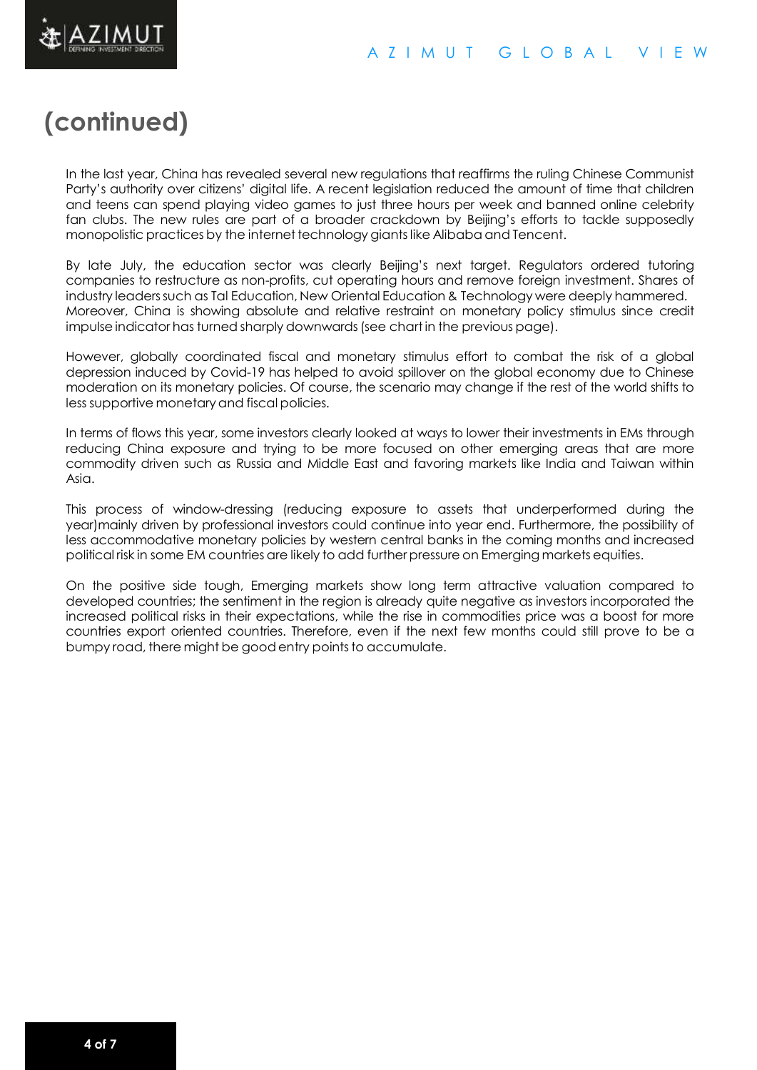# (continued)

In the last year, China has revealed several new regulations that reaffirms the ruling Chinese Communist Party's authority over citizens' digital life. A recent legislation reduced the amount of time that children and teens can spend playing video games to just three hours per week and banned online celebrity fan clubs. The new rules are part of a broader crackdown by Beijing's efforts to tackle supposedly monopolistic practices by the internet technology giants like Alibaba and Tencent.

By late July, the education sector was clearly Beijing's next target. Regulators ordered tutoring companies to restructure as non-profits, cut operating hours and remove foreign investment. Shares of industry leaders such as Tal Education, New Oriental Education & Technology were deeply hammered.
Moreover, China is showing absolute and relative restraint on monetary policy stimulus since credit impulse indicator has turned sharply downwards (see chart in the previous page).

However, globally coordinated fiscal and monetary stimulus effort to combat the risk of a global depression induced by Covid-19 has helped to avoid spillover on the global economy due to Chinese moderation on its monetary policies. Of course, the scenario may change if the rest of the world shifts to less supportive monetary and fiscal policies.

In terms of flows this year, some investors clearly looked at ways to lower their investments in EMs through reducing China exposure and trying to be more focused on other emerging areas that are more commodity driven such as Russia and Middle East and favoring markets like India and Taiwan within Asia.

This process of window-dressing (reducing exposure to assets that underperformed during the year)mainly driven by professional investors could continue into year end. Furthermore, the possibility of less accommodative monetary policies by western central banks in the coming months and increased political risk in some EM countries are likely to add further pressure on Emerging markets equities.

On the positive side tough, Emerging markets show long term attractive valuation compared to developed countries; the sentiment in the region is already quite negative as investors incorporated the increased political risks in their expectations, while the rise in commodities price was a boost for more countries export oriented countries. Therefore, even if the next few months could still prove to be a bumpy road, there might be good entry points to accumulate.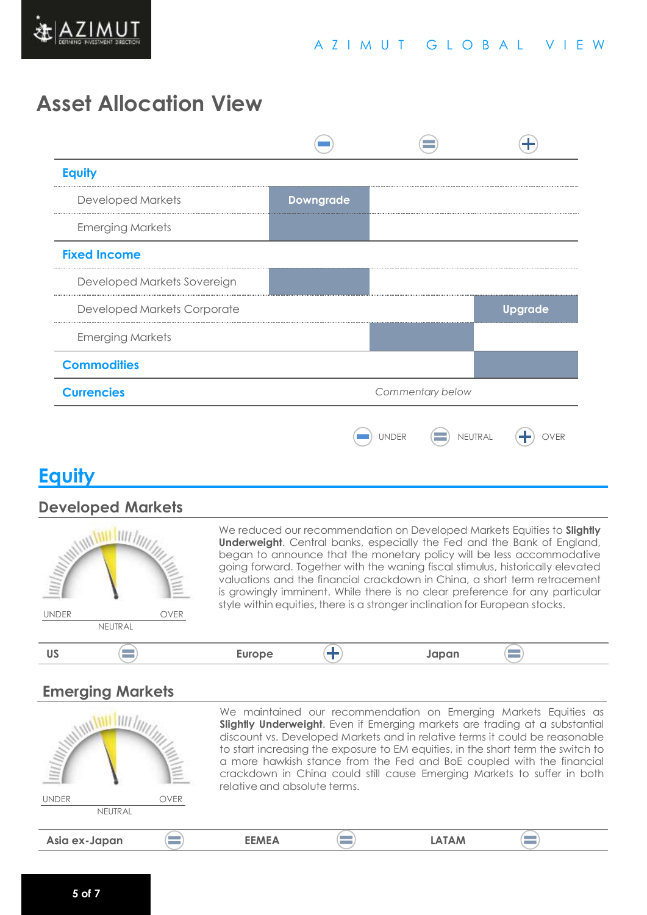# Asset Allocation View

| | UNDER (−) | NEUTRAL (=) | OVER (+) |
|---|---|---|---|
| **Equity** | | | |
| Developed Markets | Downgrade | | |
| Emerging Markets | ■ | | |
| **Fixed Income** | | | |
| Developed Markets Sovereign | ■ | | |
| Developed Markets Corporate | | | Upgrade |
| Emerging Markets | | ■ | |
| **Commodities** | | | ■ |
| **Currencies** | | *Commentary below* | |

UNDER NEUTRAL OVER

# Equity

## Developed Markets

UNDER OVER
NEUTRAL

We reduced our recommendation on Developed Markets Equities to **Slightly Underweight**. Central banks, especially the Fed and the Bank of England, began to announce that the monetary policy will be less accommodative going forward. Together with the waning fiscal stimulus, historically elevated valuations and the financial crackdown in China, a short term retracement is growingly imminent. While there is no clear preference for any particular style within equities, there is a stronger inclination for European stocks.

| US | Europe | Japan |
|---|---|---|
| Neutral (=) | Over (+) | Neutral (=) |

## Emerging Markets

UNDER OVER
NEUTRAL

We maintained our recommendation on Emerging Markets Equities as **Slightly Underweight**. Even if Emerging markets are trading at a substantial discount vs. Developed Markets and in relative terms it could be reasonable to start increasing the exposure to EM equities, in the short term the switch to a more hawkish stance from the Fed and BoE coupled with the financial crackdown in China could still cause Emerging Markets to suffer in both relative and absolute terms.

| Asia ex-Japan | EEMEA | LATAM |
|---|---|---|
| Neutral (=) | Neutral (=) | Neutral (=) |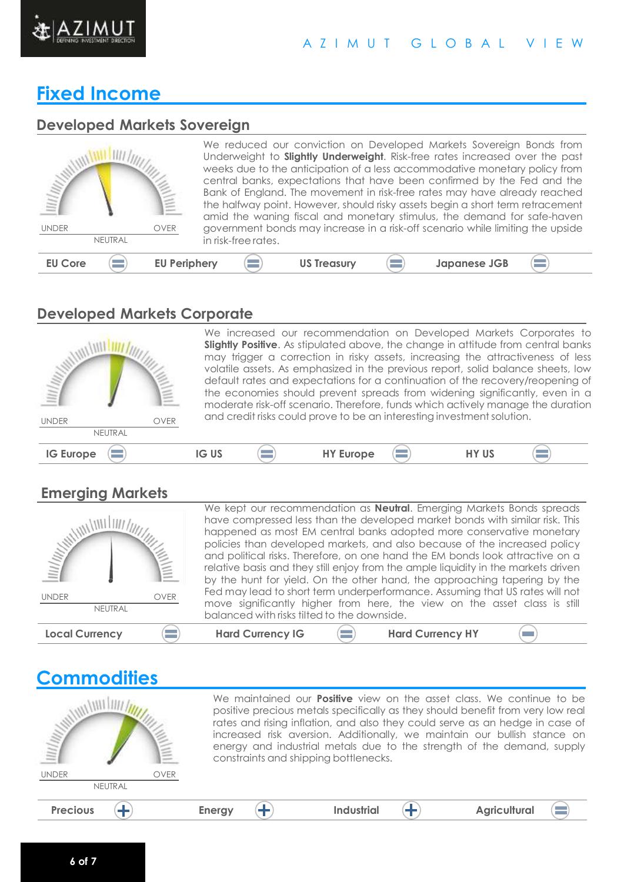# Fixed Income

## Developed Markets Sovereign

UNDER NEUTRAL OVER

We reduced our conviction on Developed Markets Sovereign Bonds from Underweight to **Slightly Underweight**. Risk-free rates increased over the past weeks due to the anticipation of a less accommodative monetary policy from central banks, expectations that have been confirmed by the Fed and the Bank of England. The movement in risk-free rates may have already reached the halfway point. However, should risky assets begin a short term retracement amid the waning fiscal and monetary stimulus, the demand for safe-haven government bonds may increase in a risk-off scenario while limiting the upside in risk-free rates.

| EU Core | = | EU Periphery | = | US Treasury | = | Japanese JGB | = |
|---|---|---|---|---|---|---|---|

## Developed Markets Corporate

UNDER NEUTRAL OVER

We increased our recommendation on Developed Markets Corporates to **Slightly Positive**. As stipulated above, the change in attitude from central banks may trigger a correction in risky assets, increasing the attractiveness of less volatile assets. As emphasized in the previous report, solid balance sheets, low default rates and expectations for a continuation of the recovery/reopening of the economies should prevent spreads from widening significantly, even in a moderate risk-off scenario. Therefore, funds which actively manage the duration and credit risks could prove to be an interesting investment solution.

| IG Europe | = | IG US | = | HY Europe | = | HY US | = |
|---|---|---|---|---|---|---|---|

## Emerging Markets

UNDER NEUTRAL OVER

We kept our recommendation as **Neutral**. Emerging Markets Bonds spreads have compressed less than the developed market bonds with similar risk. This happened as most EM central banks adopted more conservative monetary policies than developed markets, and also because of the increased policy and political risks. Therefore, on one hand the EM bonds look attractive on a relative basis and they still enjoy from the ample liquidity in the markets driven by the hunt for yield. On the other hand, the approaching tapering by the Fed may lead to short term underperformance. Assuming that US rates will not move significantly higher from here, the view on the asset class is still balanced with risks tilted to the downside.

| Local Currency | = | Hard Currency IG | = | Hard Currency HY | − |
|---|---|---|---|---|---|

# Commodities

UNDER NEUTRAL OVER

We maintained our **Positive** view on the asset class. We continue to be positive precious metals specifically as they should benefit from very low real rates and rising inflation, and also they could serve as an hedge in case of increased risk aversion. Additionally, we maintain our bullish stance on energy and industrial metals due to the strength of the demand, supply constraints and shipping bottlenecks.

| Precious | + | Energy | + | Industrial | + | Agricultural | = |
|---|---|---|---|---|---|---|---|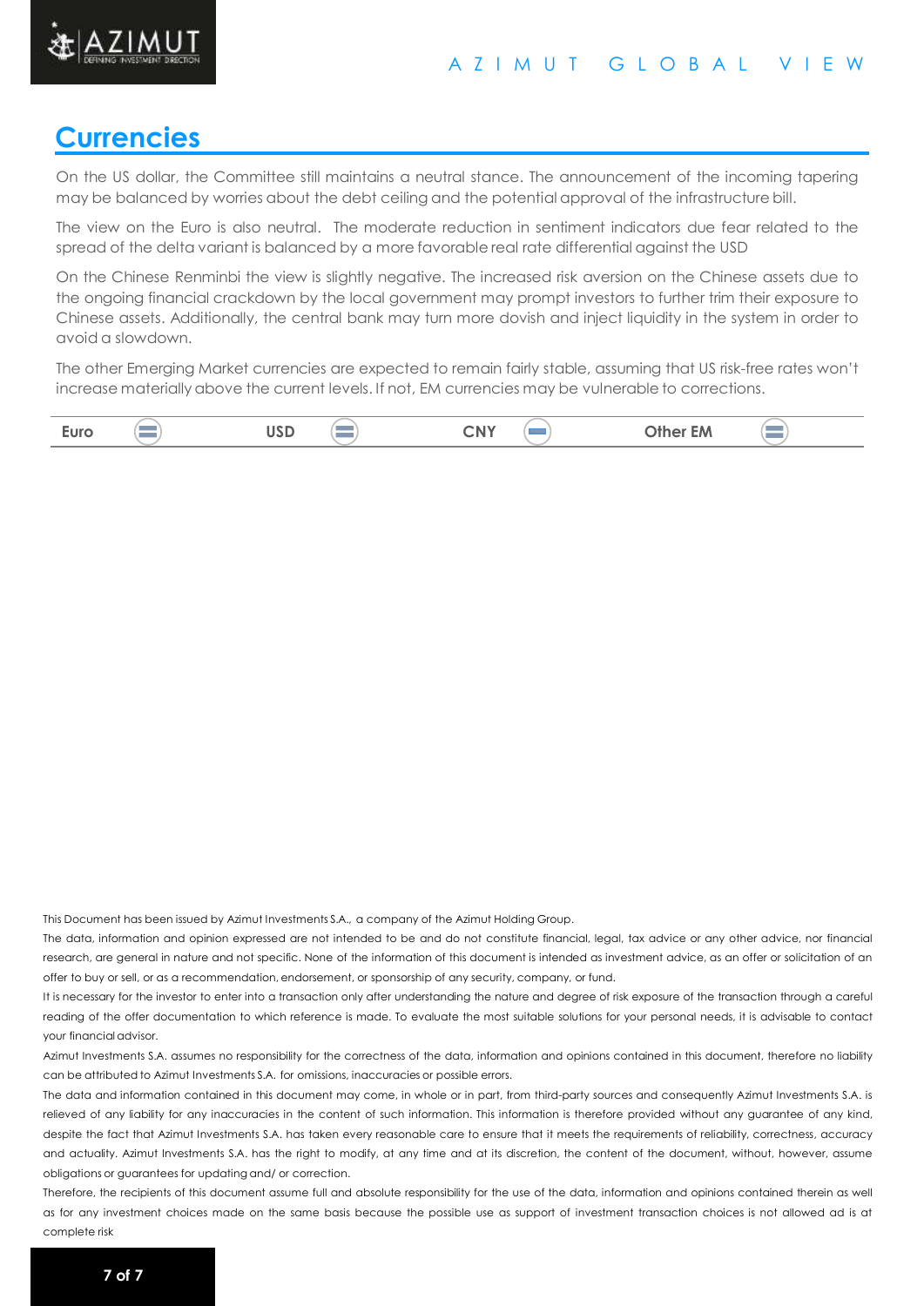## Currencies

On the US dollar, the Committee still maintains a neutral stance. The announcement of the incoming tapering may be balanced by worries about the debt ceiling and the potential approval of the infrastructure bill.

The view on the Euro is also neutral. The moderate reduction in sentiment indicators due fear related to the spread of the delta variant is balanced by a more favorable real rate differential against the USD

On the Chinese Renminbi the view is slightly negative. The increased risk aversion on the Chinese assets due to the ongoing financial crackdown by the local government may prompt investors to further trim their exposure to Chinese assets. Additionally, the central bank may turn more dovish and inject liquidity in the system in order to avoid a slowdown.

The other Emerging Market currencies are expected to remain fairly stable, assuming that US risk-free rates won't increase materially above the current levels. If not, EM currencies may be vulnerable to corrections.

| Euro | = | USD | = | CNY | – | Other EM | = |
|---|---|---|---|---|---|---|---|

This Document has been issued by Azimut Investments S.A., a company of the Azimut Holding Group.

The data, information and opinion expressed are not intended to be and do not constitute financial, legal, tax advice or any other advice, nor financial research, are general in nature and not specific. None of the information of this document is intended as investment advice, as an offer or solicitation of an offer to buy or sell, or as a recommendation, endorsement, or sponsorship of any security, company, or fund.

It is necessary for the investor to enter into a transaction only after understanding the nature and degree of risk exposure of the transaction through a careful reading of the offer documentation to which reference is made. To evaluate the most suitable solutions for your personal needs, it is advisable to contact your financial advisor.

Azimut Investments S.A. assumes no responsibility for the correctness of the data, information and opinions contained in this document, therefore no liability can be attributed to Azimut Investments S.A. for omissions, inaccuracies or possible errors.

The data and information contained in this document may come, in whole or in part, from third-party sources and consequently Azimut Investments S.A. is relieved of any liability for any inaccuracies in the content of such information. This information is therefore provided without any guarantee of any kind, despite the fact that Azimut Investments S.A. has taken every reasonable care to ensure that it meets the requirements of reliability, correctness, accuracy and actuality. Azimut Investments S.A. has the right to modify, at any time and at its discretion, the content of the document, without, however, assume obligations or guarantees for updating and/ or correction.

Therefore, the recipients of this document assume full and absolute responsibility for the use of the data, information and opinions contained therein as well as for any investment choices made on the same basis because the possible use as support of investment transaction choices is not allowed ad is at complete risk